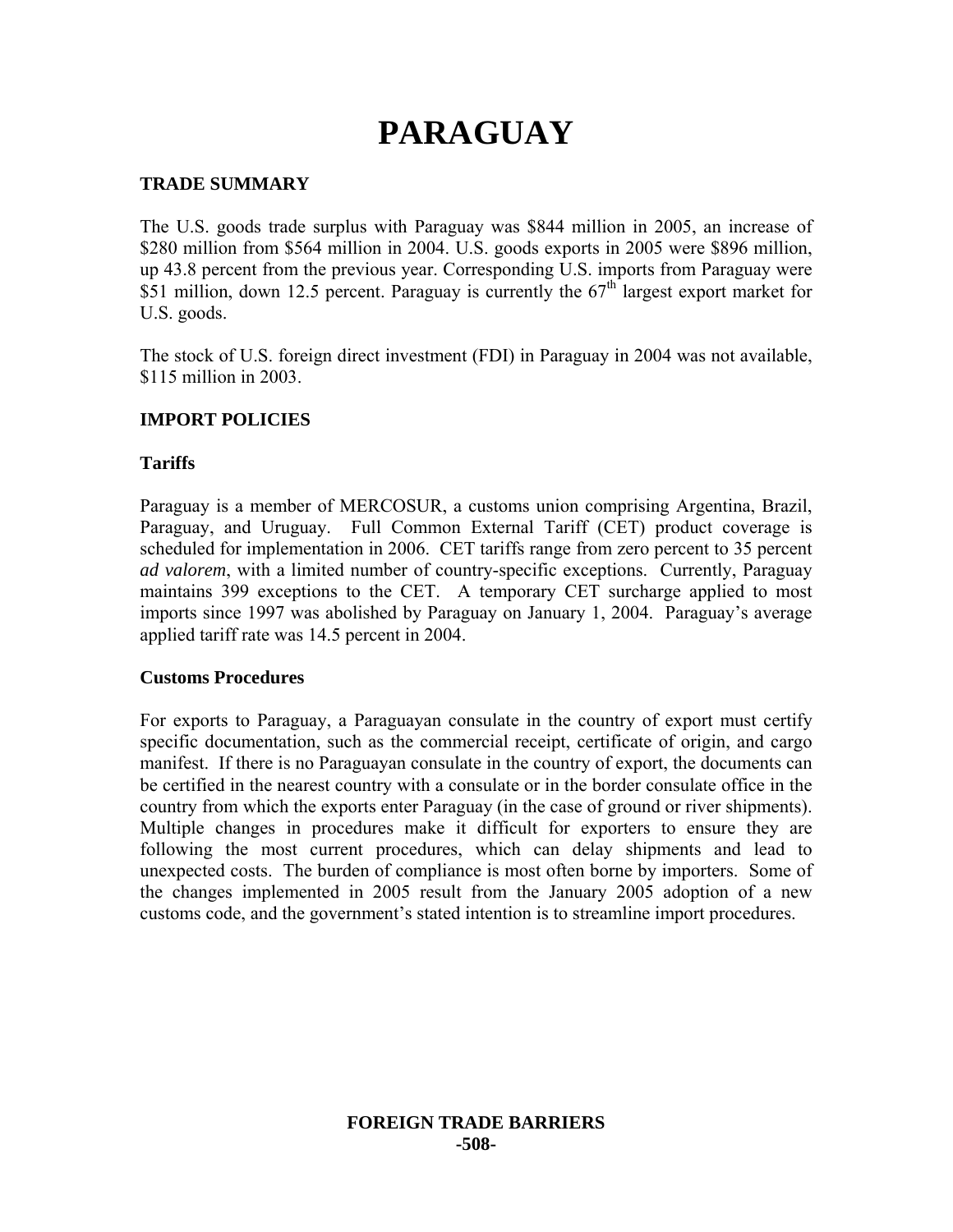# PARAGUAY

## TRADE SUMMARY

The U.S. goods trade surplus with Paraguay was $844 million in 2005, an increase of $280 million from $564 million in 2004. U.S. goods exports in 2005 were $896 million, up 43.8 percent from the previous year. Corresponding U.S. imports from Paraguay were $51 million, down 12.5 percent. Paraguay is currently the 67th largest export market for U.S. goods.

The stock of U.S. foreign direct investment (FDI) in Paraguay in 2004 was not available, $115 million in 2003.

## IMPORT POLICIES

### Tariffs

Paraguay is a member of MERCOSUR, a customs union comprising Argentina, Brazil, Paraguay, and Uruguay. Full Common External Tariff (CET) product coverage is scheduled for implementation in 2006. CET tariffs range from zero percent to 35 percent *ad valorem*, with a limited number of country-specific exceptions. Currently, Paraguay maintains 399 exceptions to the CET. A temporary CET surcharge applied to most imports since 1997 was abolished by Paraguay on January 1, 2004. Paraguay's average applied tariff rate was 14.5 percent in 2004.

### Customs Procedures

For exports to Paraguay, a Paraguayan consulate in the country of export must certify specific documentation, such as the commercial receipt, certificate of origin, and cargo manifest. If there is no Paraguayan consulate in the country of export, the documents can be certified in the nearest country with a consulate or in the border consulate office in the country from which the exports enter Paraguay (in the case of ground or river shipments). Multiple changes in procedures make it difficult for exporters to ensure they are following the most current procedures, which can delay shipments and lead to unexpected costs. The burden of compliance is most often borne by importers. Some of the changes implemented in 2005 result from the January 2005 adoption of a new customs code, and the government's stated intention is to streamline import procedures.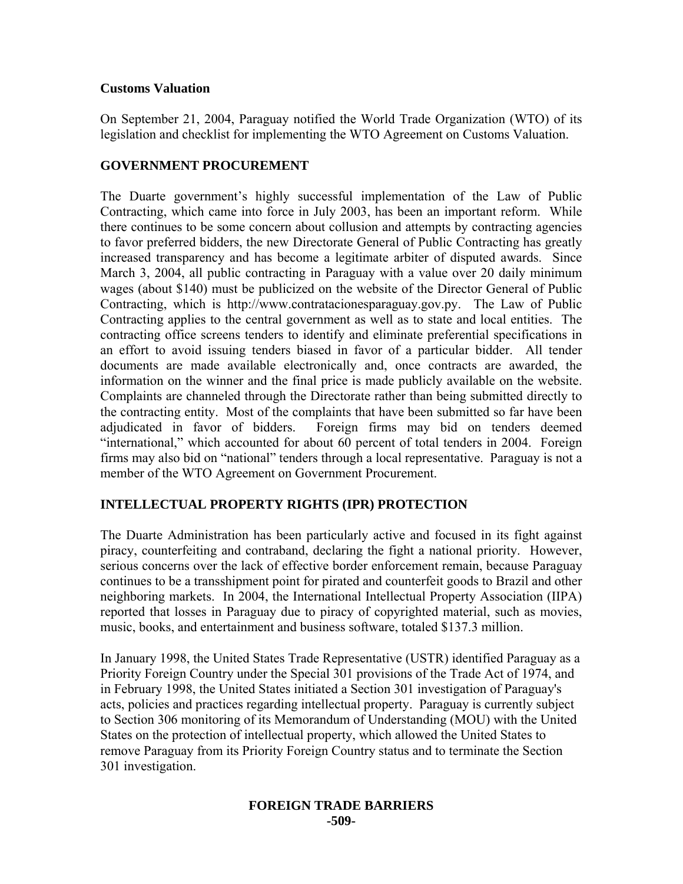**Customs Valuation**

On September 21, 2004, Paraguay notified the World Trade Organization (WTO) of its legislation and checklist for implementing the WTO Agreement on Customs Valuation.

## GOVERNMENT PROCUREMENT

The Duarte government's highly successful implementation of the Law of Public Contracting, which came into force in July 2003, has been an important reform. While there continues to be some concern about collusion and attempts by contracting agencies to favor preferred bidders, the new Directorate General of Public Contracting has greatly increased transparency and has become a legitimate arbiter of disputed awards. Since March 3, 2004, all public contracting in Paraguay with a value over 20 daily minimum wages (about $140) must be publicized on the website of the Director General of Public Contracting, which is http://www.contratacionesparaguay.gov.py. The Law of Public Contracting applies to the central government as well as to state and local entities. The contracting office screens tenders to identify and eliminate preferential specifications in an effort to avoid issuing tenders biased in favor of a particular bidder. All tender documents are made available electronically and, once contracts are awarded, the information on the winner and the final price is made publicly available on the website. Complaints are channeled through the Directorate rather than being submitted directly to the contracting entity. Most of the complaints that have been submitted so far have been adjudicated in favor of bidders. Foreign firms may bid on tenders deemed "international," which accounted for about 60 percent of total tenders in 2004. Foreign firms may also bid on "national" tenders through a local representative. Paraguay is not a member of the WTO Agreement on Government Procurement.

## INTELLECTUAL PROPERTY RIGHTS (IPR) PROTECTION

The Duarte Administration has been particularly active and focused in its fight against piracy, counterfeiting and contraband, declaring the fight a national priority. However, serious concerns over the lack of effective border enforcement remain, because Paraguay continues to be a transshipment point for pirated and counterfeit goods to Brazil and other neighboring markets. In 2004, the International Intellectual Property Association (IIPA) reported that losses in Paraguay due to piracy of copyrighted material, such as movies, music, books, and entertainment and business software, totaled $137.3 million.

In January 1998, the United States Trade Representative (USTR) identified Paraguay as a Priority Foreign Country under the Special 301 provisions of the Trade Act of 1974, and in February 1998, the United States initiated a Section 301 investigation of Paraguay's acts, policies and practices regarding intellectual property. Paraguay is currently subject to Section 306 monitoring of its Memorandum of Understanding (MOU) with the United States on the protection of intellectual property, which allowed the United States to remove Paraguay from its Priority Foreign Country status and to terminate the Section 301 investigation.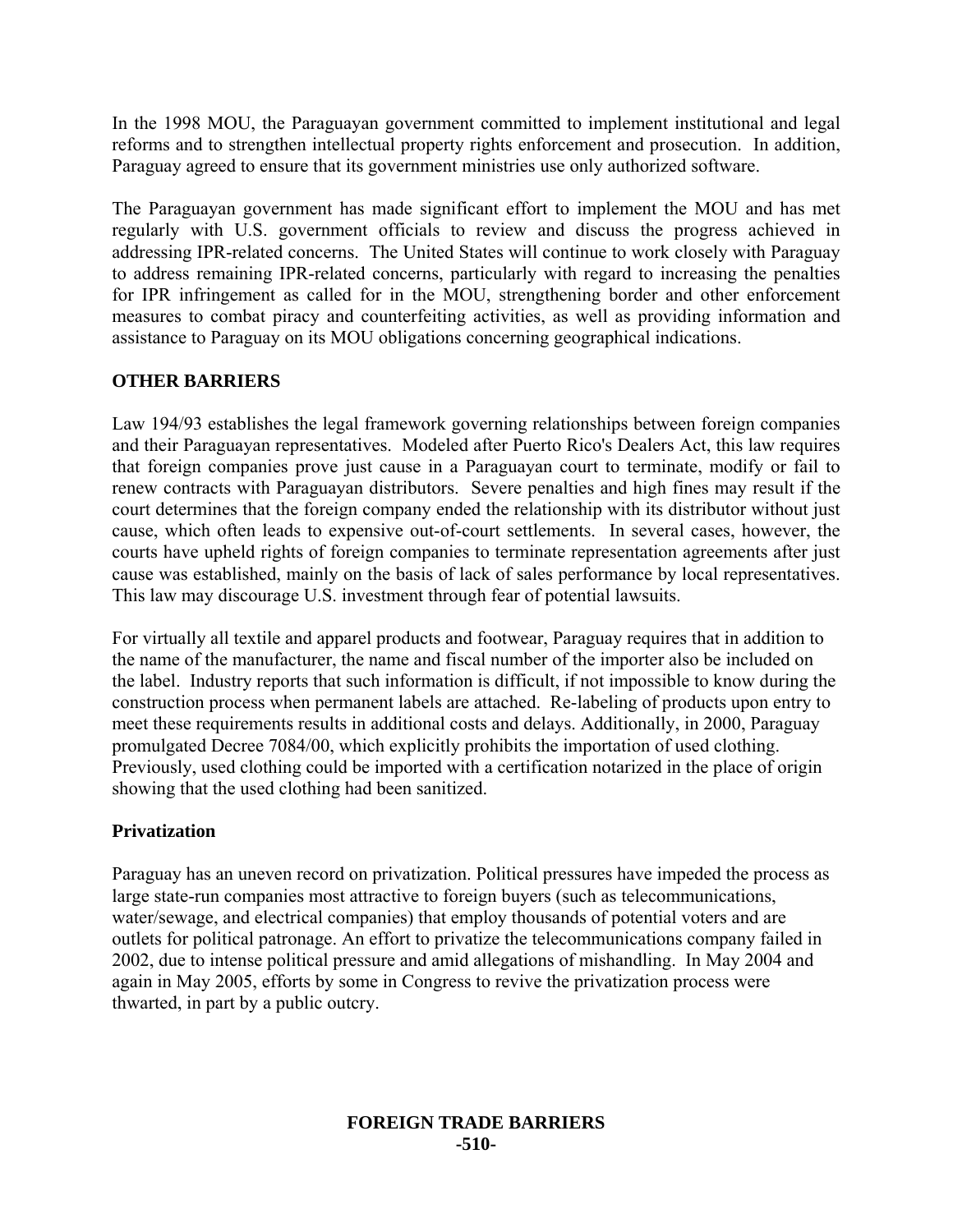In the 1998 MOU, the Paraguayan government committed to implement institutional and legal reforms and to strengthen intellectual property rights enforcement and prosecution. In addition, Paraguay agreed to ensure that its government ministries use only authorized software.

The Paraguayan government has made significant effort to implement the MOU and has met regularly with U.S. government officials to review and discuss the progress achieved in addressing IPR-related concerns. The United States will continue to work closely with Paraguay to address remaining IPR-related concerns, particularly with regard to increasing the penalties for IPR infringement as called for in the MOU, strengthening border and other enforcement measures to combat piracy and counterfeiting activities, as well as providing information and assistance to Paraguay on its MOU obligations concerning geographical indications.

## OTHER BARRIERS

Law 194/93 establishes the legal framework governing relationships between foreign companies and their Paraguayan representatives. Modeled after Puerto Rico's Dealers Act, this law requires that foreign companies prove just cause in a Paraguayan court to terminate, modify or fail to renew contracts with Paraguayan distributors. Severe penalties and high fines may result if the court determines that the foreign company ended the relationship with its distributor without just cause, which often leads to expensive out-of-court settlements. In several cases, however, the courts have upheld rights of foreign companies to terminate representation agreements after just cause was established, mainly on the basis of lack of sales performance by local representatives. This law may discourage U.S. investment through fear of potential lawsuits.

For virtually all textile and apparel products and footwear, Paraguay requires that in addition to the name of the manufacturer, the name and fiscal number of the importer also be included on the label. Industry reports that such information is difficult, if not impossible to know during the construction process when permanent labels are attached. Re-labeling of products upon entry to meet these requirements results in additional costs and delays. Additionally, in 2000, Paraguay promulgated Decree 7084/00, which explicitly prohibits the importation of used clothing. Previously, used clothing could be imported with a certification notarized in the place of origin showing that the used clothing had been sanitized.

### Privatization

Paraguay has an uneven record on privatization. Political pressures have impeded the process as large state-run companies most attractive to foreign buyers (such as telecommunications, water/sewage, and electrical companies) that employ thousands of potential voters and are outlets for political patronage. An effort to privatize the telecommunications company failed in 2002, due to intense political pressure and amid allegations of mishandling. In May 2004 and again in May 2005, efforts by some in Congress to revive the privatization process were thwarted, in part by a public outcry.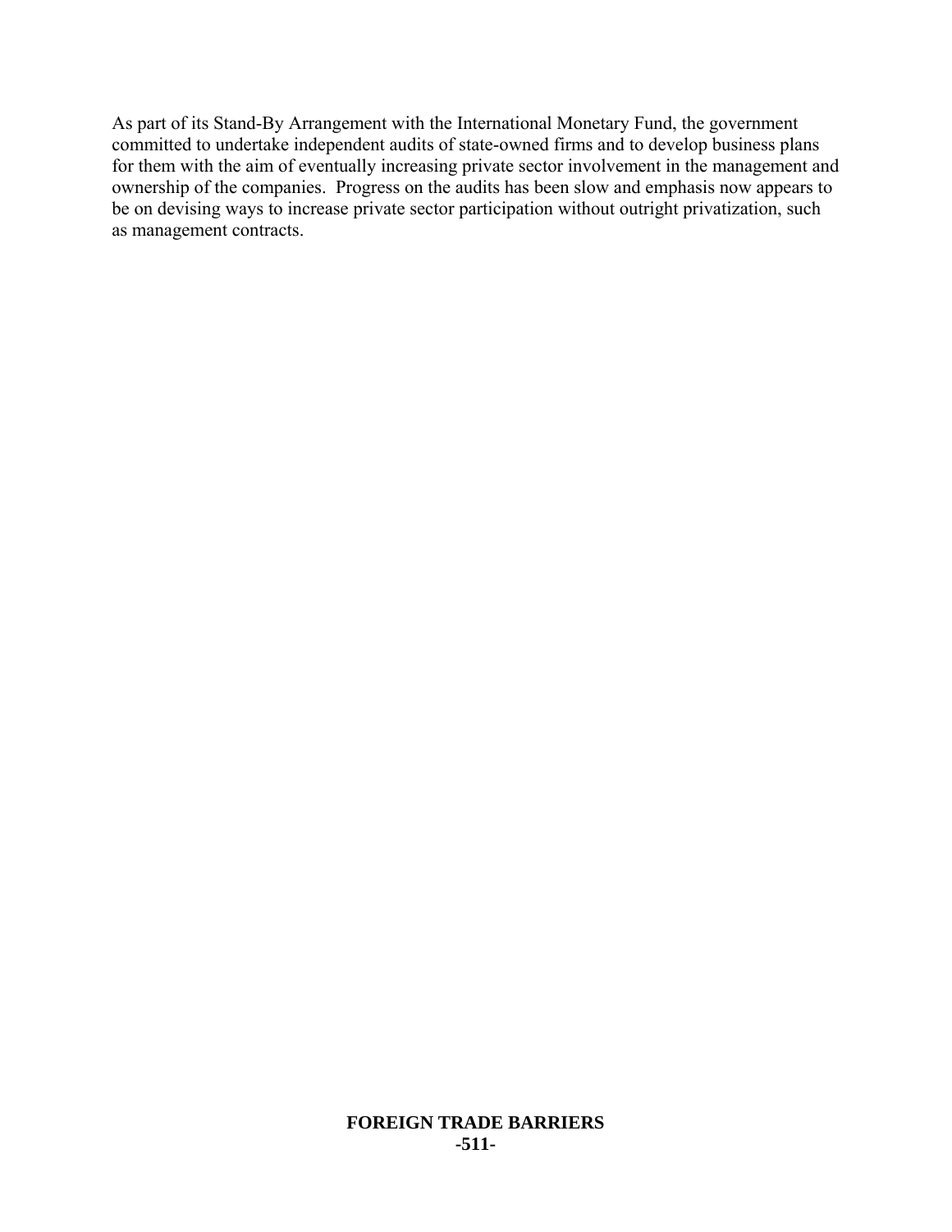As part of its Stand-By Arrangement with the International Monetary Fund, the government committed to undertake independent audits of state-owned firms and to develop business plans for them with the aim of eventually increasing private sector involvement in the management and ownership of the companies. Progress on the audits has been slow and emphasis now appears to be on devising ways to increase private sector participation without outright privatization, such as management contracts.